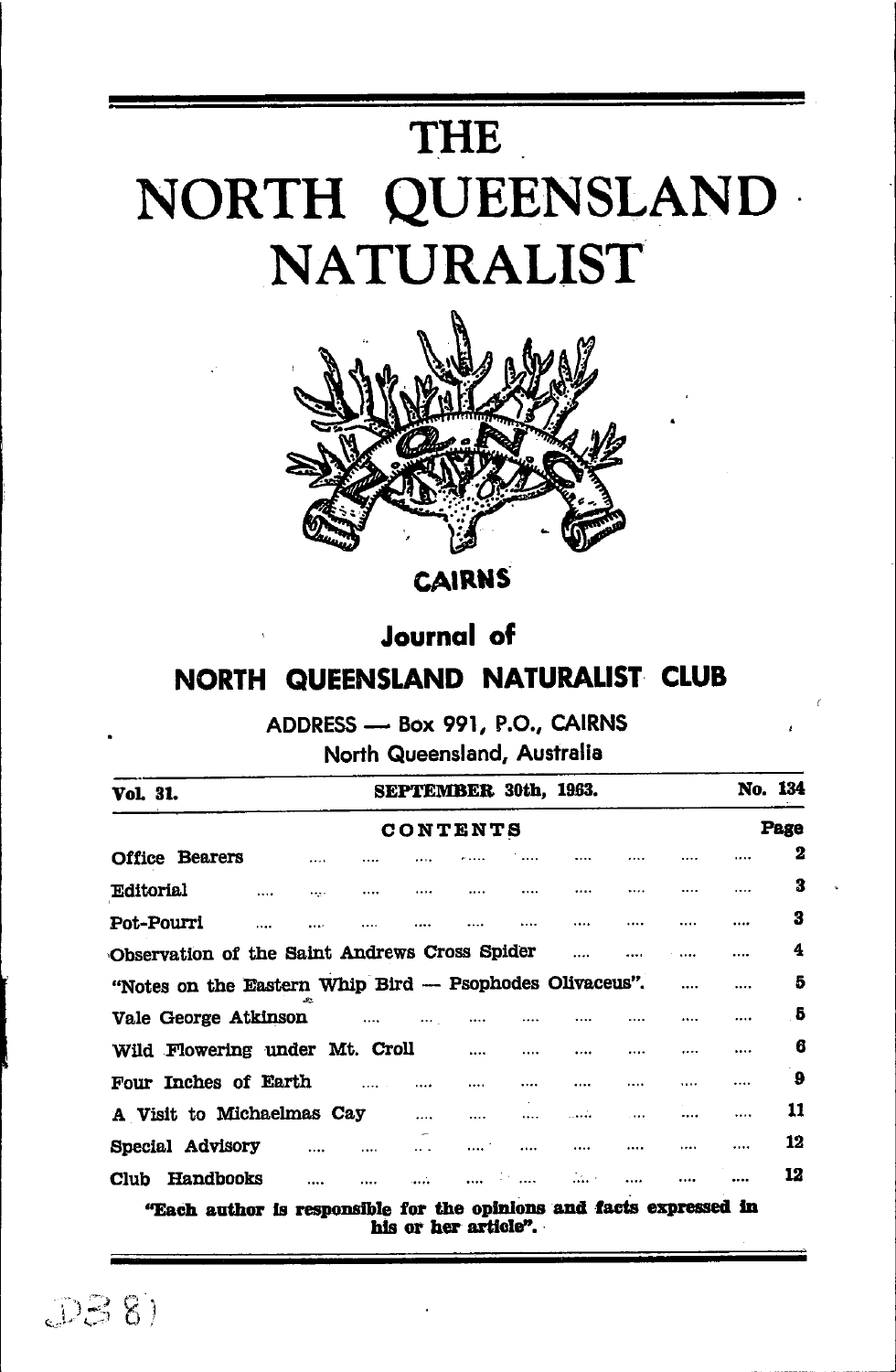# THE NORTH QUEENSLAND NATURALIST

CAIRNS

## Journal of NORTH QUEENSLAND NATURALIST CLUB

ADDRESS — Box 991, P.O., CAIRNS
North Queensland, Australia

| Vol. 31. | SEPTEMBER 30th, 1963. | No. 134 |
|---|---|---|

### CONTENTS

| | Page |
|---|---|
| Office Bearers | 2 |
| Editorial | 3 |
| Pot-Pourri | 3 |
| Observation of the Saint Andrews Cross Spider | 4 |
| "Notes on the Eastern Whip Bird — Psophodes Olivaceus". | 5 |
| Vale George Atkinson | 5 |
| Wild Flowering under Mt. Croll | 6 |
| Four Inches of Earth | 9 |
| A Visit to Michaelmas Cay | 11 |
| Special Advisory | 12 |
| Club Handbooks | 12 |

**"Each author is responsible for the opinions and facts expressed in his or her article".**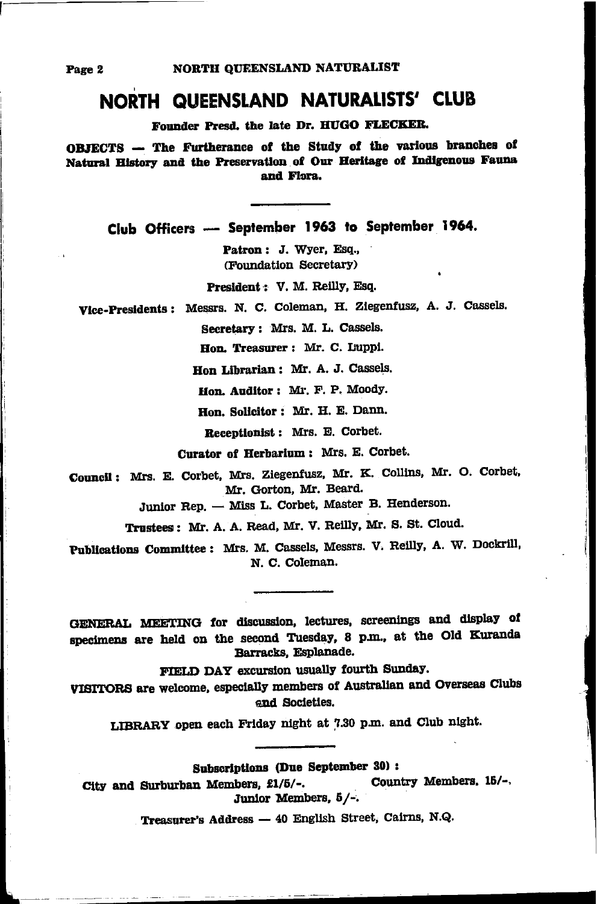# NORTH QUEENSLAND NATURALISTS' CLUB

**Founder Presd. the late Dr. HUGO FLECKER.**

**OBJECTS — The Furtherance of the Study of the various branches of Natural History and the Preservation of Our Heritage of Indigenous Fauna and Flora.**

---

## Club Officers — September 1963 to September 1964.

**Patron:** J. Wyer, Esq., (Foundation Secretary)

**President:** V. M. Reilly, Esq.

**Vice-Presidents:** Messrs. N. C. Coleman, H. Ziegenfusz, A. J. Cassels.

**Secretary:** Mrs. M. L. Cassels.

**Hon. Treasurer:** Mr. C. Luppi.

**Hon Librarian:** Mr. A. J. Cassels.

**Hon. Auditor:** Mr. F. P. Moody.

**Hon. Solicitor:** Mr. H. E. Dann.

**Receptionist:** Mrs. E. Corbet.

**Curator of Herbarium:** Mrs. E. Corbet.

**Council:** Mrs. E. Corbet, Mrs. Ziegenfusz, Mr. K. Collins, Mr. O. Corbet, Mr. Gorton, Mr. Beard.

Junior Rep. — Miss L. Corbet, Master B. Henderson.

**Trustees:** Mr. A. A. Read, Mr. V. Reilly, Mr. S. St. Cloud.

**Publications Committee:** Mrs. M. Cassels, Messrs. V. Reilly, A. W. Dockrill, N. C. Coleman.

---

GENERAL MEETING for discussion, lectures, screenings and display of specimens are held on the second Tuesday, 8 p.m., at the Old Kuranda Barracks, Esplanade.

FIELD DAY excursion usually fourth Sunday.

VISITORS are welcome, especially members of Australian and Overseas Clubs and Societies.

LIBRARY open each Friday night at 7.30 p.m. and Club night.

---

**Subscriptions (Due September 30):**

City and Surburban Members, £1/5/-. Country Members, 15/-.
Junior Members, 5/-.

Treasurer's Address — 40 English Street, Cairns, N.Q.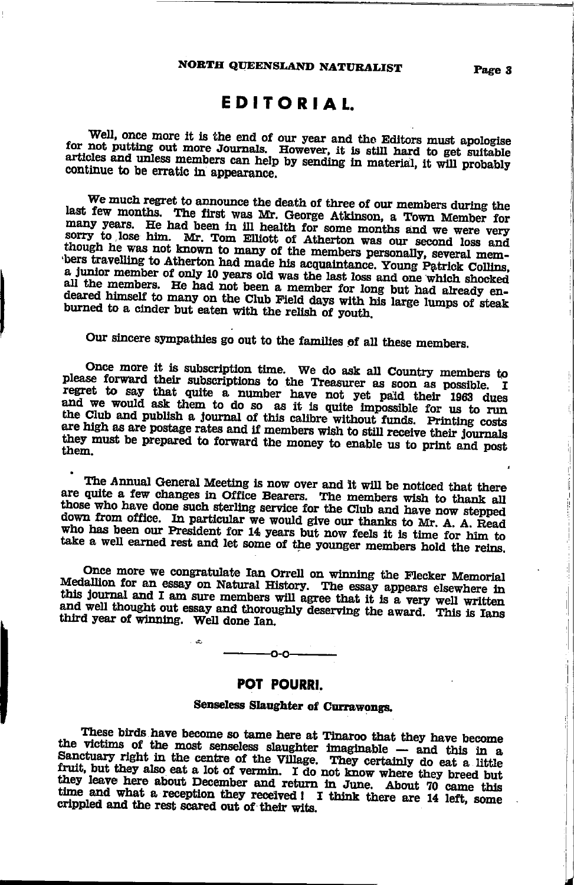# EDITORIAL.

Well, once more it is the end of our year and the Editors must apologise for not putting out more Journals. However, it is still hard to get suitable articles and unless members can help by sending in material, it will probably continue to be erratic in appearance.

We much regret to announce the death of three of our members during the last few months. The first was Mr. George Atkinson, a Town Member for many years. He had been in ill health for some months and we were very sorry to lose him. Mr. Tom Elliott of Atherton was our second loss and though he was not known to many of the members personally, several members travelling to Atherton had made his acquaintance. Young Patrick Collins, a junior member of only 10 years old was the last loss and one which shocked all the members. He had not been a member for long but had already endeared himself to many on the Club Field days with his large lumps of steak burned to a cinder but eaten with the relish of youth.

Our sincere sympathies go out to the families of all these members.

Once more it is subscription time. We do ask all Country members to please forward their subscriptions to the Treasurer as soon as possible. I regret to say that quite a number have not yet paid their 1963 dues and we would ask them to do so as it is quite impossible for us to run the Club and publish a journal of this calibre without funds. Printing costs are high as are postage rates and if members wish to still receive their journals they must be prepared to forward the money to enable us to print and post them.

The Annual General Meeting is now over and it will be noticed that there are quite a few changes in Office Bearers. The members wish to thank all those who have done such sterling service for the Club and have now stepped down from office. In particular we would give our thanks to Mr. A. A. Read who has been our President for 14 years but now feels it is time for him to take a well earned rest and let some of the younger members hold the reins.

Once more we congratulate Ian Orrell on winning the Flecker Memorial Medallion for an essay on Natural History. The essay appears elsewhere in this journal and I am sure members will agree that it is a very well written and well thought out essay and thoroughly deserving the award. This is Ians third year of winning. Well done Ian.

———o-o———

## POT POURRI.

### Senseless Slaughter of Currawongs.

These birds have become so tame here at Tinaroo that they have become the victims of the most senseless slaughter imaginable — and this in a Sanctuary right in the centre of the Village. They certainly do eat a little fruit, but they also eat a lot of vermin. I do not know where they breed but they leave here about December and return in June. About 70 came this time and what a reception they received! I think there are 14 left, some crippled and the rest scared out of their wits.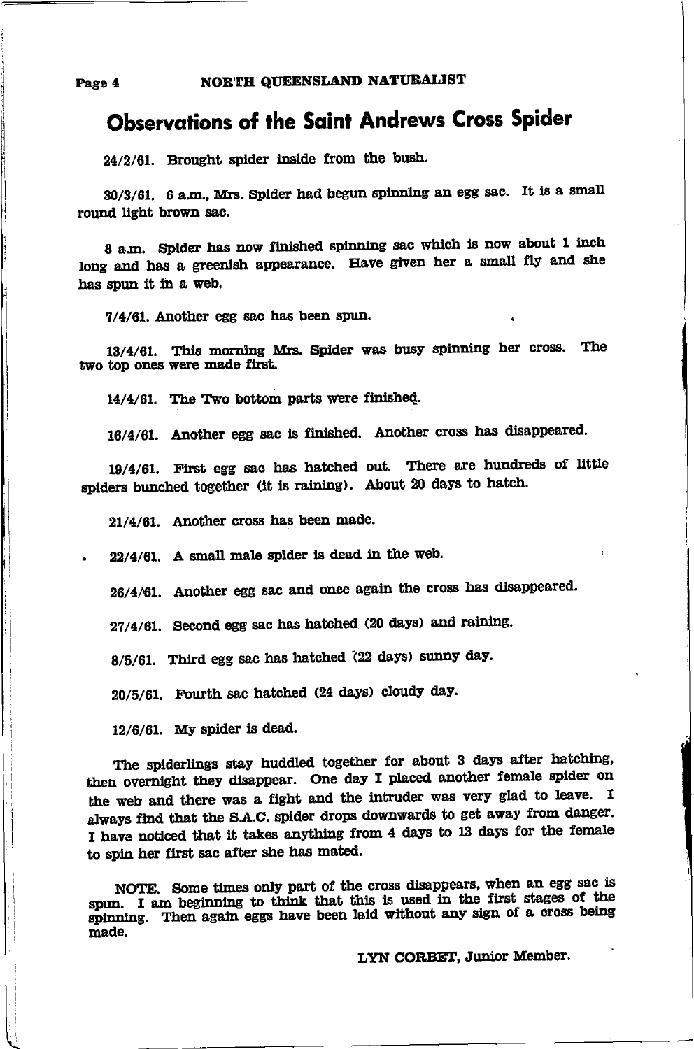# Observations of the Saint Andrews Cross Spider

24/2/61. Brought spider inside from the bush.

30/3/61. 6 a.m., Mrs. Spider had begun spinning an egg sac. It is a small round light brown sac.

8 a.m. Spider has now finished spinning sac which is now about 1 inch long and has a greenish appearance. Have given her a small fly and she has spun it in a web.

7/4/61. Another egg sac has been spun.

13/4/61. This morning Mrs. Spider was busy spinning her cross. The two top ones were made first.

14/4/61. The Two bottom parts were finished.

16/4/61. Another egg sac is finished. Another cross has disappeared.

19/4/61. First egg sac has hatched out. There are hundreds of little spiders bunched together (it is raining). About 20 days to hatch.

21/4/61. Another cross has been made.

22/4/61. A small male spider is dead in the web.

26/4/61. Another egg sac and once again the cross has disappeared.

27/4/61. Second egg sac has hatched (20 days) and raining.

8/5/61. Third egg sac has hatched (22 days) sunny day.

20/5/61. Fourth sac hatched (24 days) cloudy day.

12/6/61. My spider is dead.

The spiderlings stay huddled together for about 3 days after hatching, then overnight they disappear. One day I placed another female spider on the web and there was a fight and the intruder was very glad to leave. I always find that the S.A.C. spider drops downwards to get away from danger. I have noticed that it takes anything from 4 days to 13 days for the female to spin her first sac after she has mated.

NOTE. Some times only part of the cross disappears, when an egg sac is spun. I am beginning to think that this is used in the first stages of the spinning. Then again eggs have been laid without any sign of a cross being made.

LYN CORBET, Junior Member.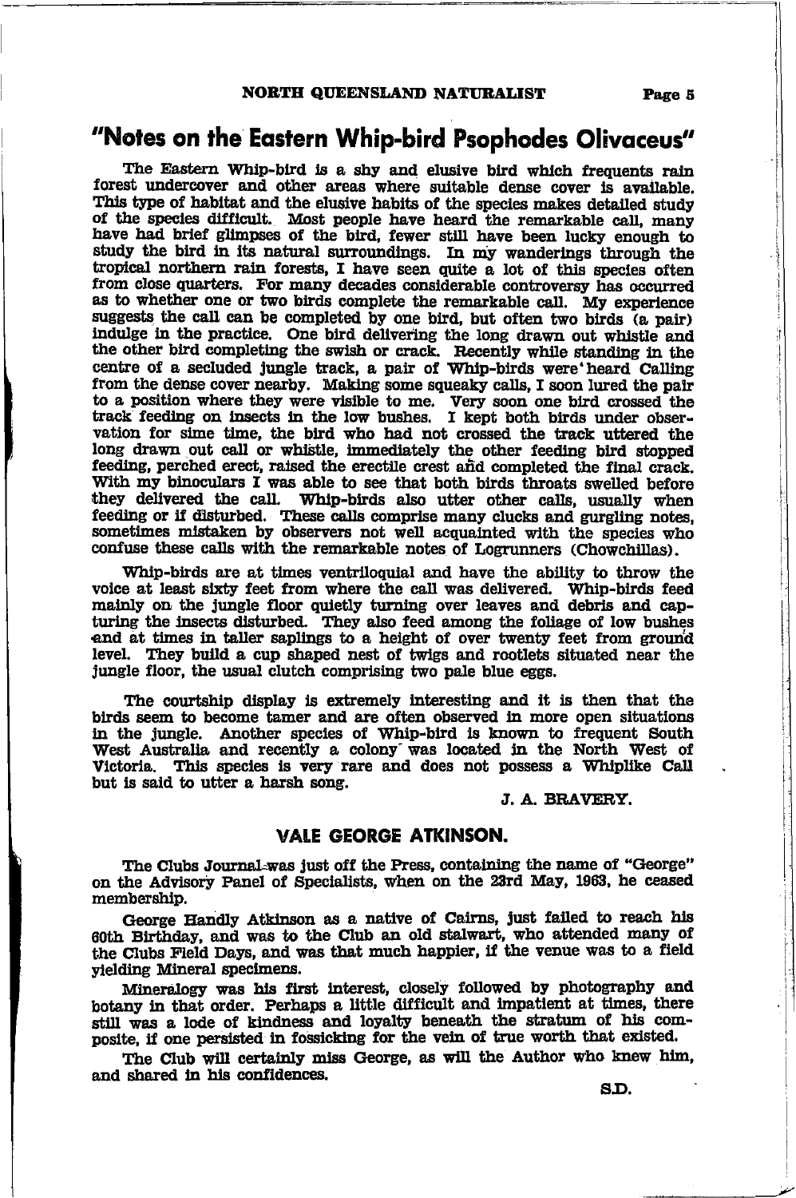# "Notes on the Eastern Whip-bird Psophodes Olivaceus"

The Eastern Whip-bird is a shy and elusive bird which frequents rain forest undercover and other areas where suitable dense cover is available. This type of habitat and the elusive habits of the species makes detailed study of the species difficult. Most people have heard the remarkable call, many have had brief glimpses of the bird, fewer still have been lucky enough to study the bird in its natural surroundings. In my wanderings through the tropical northern rain forests, I have seen quite a lot of this species often from close quarters. For many decades considerable controversy has occurred as to whether one or two birds complete the remarkable call. My experience suggests the call can be completed by one bird, but often two birds (a pair) indulge in the practice. One bird delivering the long drawn out whistle and the other bird completing the swish or crack. Recently while standing in the centre of a secluded jungle track, a pair of Whip-birds were heard Calling from the dense cover nearby. Making some squeaky calls, I soon lured the pair to a position where they were visible to me. Very soon one bird crossed the track feeding on insects in the low bushes. I kept both birds under observation for sime time, the bird who had not crossed the track uttered the long drawn out call or whistle, immediately the other feeding bird stopped feeding, perched erect, raised the erectile crest and completed the final crack. With my binoculars I was able to see that both birds throats swelled before they delivered the call. Whip-birds also utter other calls, usually when feeding or if disturbed. These calls comprise many clucks and gurgling notes, sometimes mistaken by observers not well acquainted with the species who confuse these calls with the remarkable notes of Logrunners (Chowchillas).

Whip-birds are at times ventriloquial and have the ability to throw the voice at least sixty feet from where the call was delivered. Whip-birds feed mainly on the jungle floor quietly turning over leaves and debris and capturing the insects disturbed. They also feed among the foliage of low bushes and at times in taller saplings to a height of over twenty feet from ground level. They build a cup shaped nest of twigs and rootlets situated near the jungle floor, the usual clutch comprising two pale blue eggs.

The courtship display is extremely interesting and it is then that the birds seem to become tamer and are often observed in more open situations in the jungle. Another species of Whip-bird is known to frequent South West Australia and recently a colony was located in the North West of Victoria. This species is very rare and does not possess a Whiplike Call but is said to utter a harsh song.

J. A. BRAVERY.

## VALE GEORGE ATKINSON.

The Clubs Journal was just off the Press, containing the name of "George" on the Advisory Panel of Specialists, when on the 23rd May, 1963, he ceased membership.

George Handly Atkinson as a native of Cairns, just failed to reach his 60th Birthday, and was to the Club an old stalwart, who attended many of the Clubs Field Days, and was that much happier, if the venue was to a field yielding Mineral specimens.

Mineralogy was his first interest, closely followed by photography and botany in that order. Perhaps a little difficult and impatient at times, there still was a lode of kindness and loyalty beneath the stratum of his composite, if one persisted in fossicking for the vein of true worth that existed.

The Club will certainly miss George, as will the Author who knew him, and shared in his confidences.

S.D.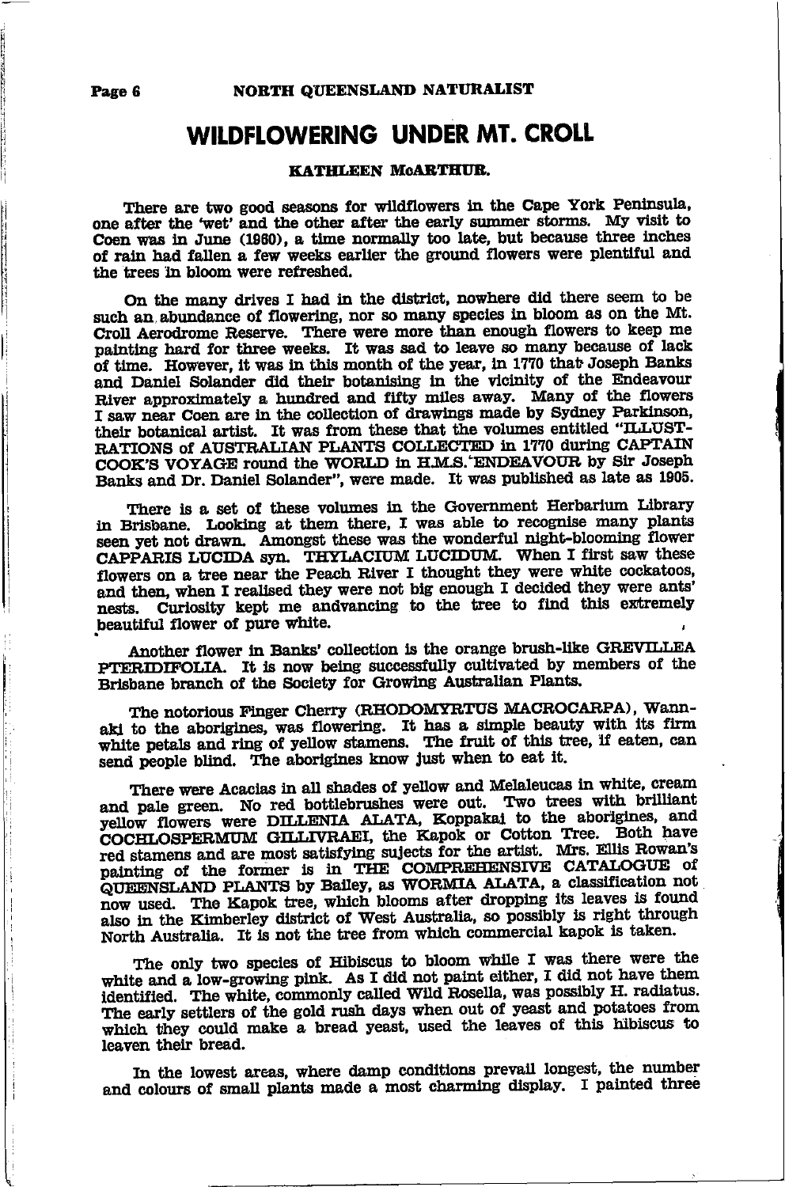# WILDFLOWERING UNDER MT. CROLL

**KATHLEEN McARTHUR.**

There are two good seasons for wildflowers in the Cape York Peninsula, one after the 'wet' and the other after the early summer storms. My visit to Coen was in June (1960), a time normally too late, but because three inches of rain had fallen a few weeks earlier the ground flowers were plentiful and the trees in bloom were refreshed.

On the many drives I had in the district, nowhere did there seem to be such an abundance of flowering, nor so many species in bloom as on the Mt. Croll Aerodrome Reserve. There were more than enough flowers to keep me painting hard for three weeks. It was sad to leave so many because of lack of time. However, it was in this month of the year, in 1770 that Joseph Banks and Daniel Solander did their botanising in the vicinity of the Endeavour River approximately a hundred and fifty miles away. Many of the flowers I saw near Coen are in the collection of drawings made by Sydney Parkinson, their botanical artist. It was from these that the volumes entitled "ILLUSTRATIONS of AUSTRALIAN PLANTS COLLECTED in 1770 during CAPTAIN COOK'S VOYAGE round the WORLD in H.M.S. ENDEAVOUR by Sir Joseph Banks and Dr. Daniel Solander", were made. It was published as late as 1905.

There is a set of these volumes in the Government Herbarium Library in Brisbane. Looking at them there, I was able to recognise many plants seen yet not drawn. Amongst these was the wonderful night-blooming flower CAPPARIS LUCIDA syn. THYLACIUM LUCIDUM. When I first saw these flowers on a tree near the Peach River I thought they were white cockatoos, and then, when I realised they were not big enough I decided they were ants' nests. Curiosity kept me andvancing to the tree to find this extremely beautiful flower of pure white.

Another flower in Banks' collection is the orange brush-like GREVILLEA PTERIDIFOLIA. It is now being successfully cultivated by members of the Brisbane branch of the Society for Growing Australian Plants.

The notorious Finger Cherry (RHODOMYRTUS MACROCARPA), Wannaki to the aborigines, was flowering. It has a simple beauty with its firm white petals and ring of yellow stamens. The fruit of this tree, if eaten, can send people blind. The aborigines know just when to eat it.

There were Acacias in all shades of yellow and Melaleucas in white, cream and pale green. No red bottlebrushes were out. Two trees with brilliant yellow flowers were DILLENIA ALATA, Koppakai to the aborigines, and COCHLOSPERMUM GILLIVRAEI, the Kapok or Cotton Tree. Both have red stamens and are most satisfying sujects for the artist. Mrs. Ellis Rowan's painting of the former is in THE COMPREHENSIVE CATALOGUE of QUEENSLAND PLANTS by Bailey, as WORMIA ALATA, a classification not now used. The Kapok tree, which blooms after dropping its leaves is found also in the Kimberley district of West Australia, so possibly is right through North Australia. It is not the tree from which commercial kapok is taken.

The only two species of Hibiscus to bloom while I was there were the white and a low-growing pink. As I did not paint either, I did not have them identified. The white, commonly called Wild Rosella, was possibly H. radiatus. The early settlers of the gold rush days when out of yeast and potatoes from which they could make a bread yeast, used the leaves of this hibiscus to leaven their bread.

In the lowest areas, where damp conditions prevail longest, the number and colours of small plants made a most charming display. I painted three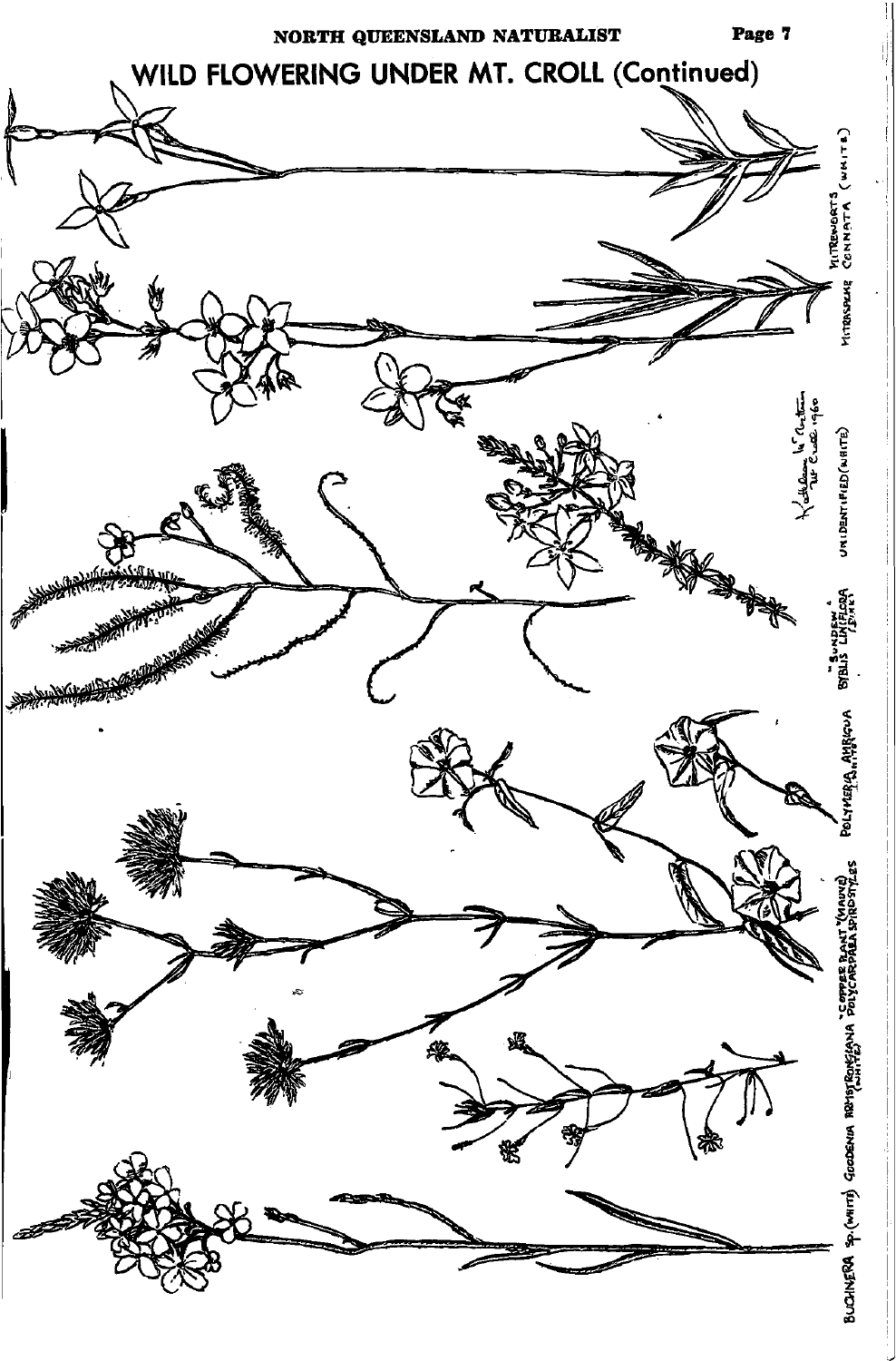# WILD FLOWERING UNDER MT. CROLL (Continued)

MITREWORTS (WHITE)
MITRASACME CONNATA

UNIDENTIFIED (WHITE)

Kathleen McArthur, Mt Croll 1960

"SUNDEW"
BYBLIS LINIFLORA (PINK)

POLYMERIA AMBIGUA (WHITE)

"COPPER PLANT" (MAUVE)
POLYCARPAEA SPIROSTYLES

GOODENIA ARMSTRONGIANA (WHITE)

BUCHNERA sp. (WHITE)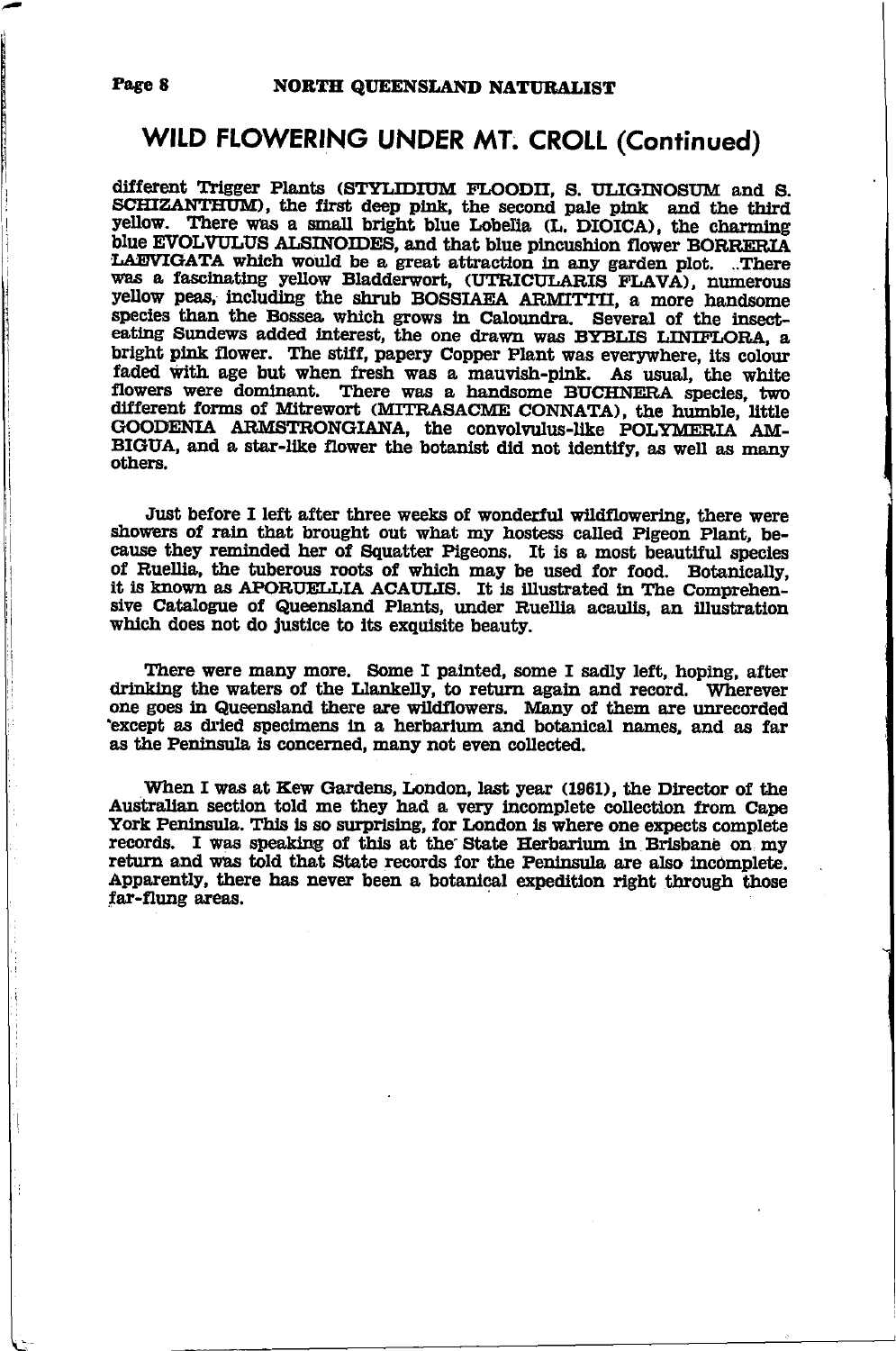## WILD FLOWERING UNDER MT. CROLL (Continued)

different Trigger Plants (STYLIDIUM FLOODII, S. ULIGINOSUM and S. SCHIZANTHUM), the first deep pink, the second pale pink and the third yellow. There was a small bright blue Lobelia (L. DIOICA), the charming blue EVOLVULUS ALSINOIDES, and that blue pincushion flower BORRERIA LAEVIGATA which would be a great attraction in any garden plot. ..There was a fascinating yellow Bladderwort, (UTRICULARIS FLAVA), numerous yellow peas, including the shrub BOSSIAEA ARMITTII, a more handsome species than the Bossea which grows in Caloundra. Several of the insect-eating Sundews added interest, the one drawn was BYBLIS LINIFLORA, a bright pink flower. The stiff, papery Copper Plant was everywhere, its colour faded with age but when fresh was a mauvish-pink. As usual, the white flowers were dominant. There was a handsome BUCHNERA species, two different forms of Mitrewort (MITRASACME CONNATA), the humble, little GOODENIA ARMSTRONGIANA, the convolvulus-like POLYMERIA AMBIGUA, and a star-like flower the botanist did not identify, as well as many others.

Just before I left after three weeks of wonderful wildflowering, there were showers of rain that brought out what my hostess called Pigeon Plant, because they reminded her of Squatter Pigeons. It is a most beautiful species of Ruellia, the tuberous roots of which may be used for food. Botanically, it is known as APORUELLIA ACAULIS. It is illustrated in The Comprehensive Catalogue of Queensland Plants, under Ruellia acaulis, an illustration which does not do justice to its exquisite beauty.

There were many more. Some I painted, some I sadly left, hoping, after drinking the waters of the Llankelly, to return again and record. Wherever one goes in Queensland there are wildflowers. Many of them are unrecorded except as dried specimens in a herbarium and botanical names, and as far as the Peninsula is concerned, many not even collected.

When I was at Kew Gardens, London, last year (1961), the Director of the Australian section told me they had a very incomplete collection from Cape York Peninsula. This is so surprising, for London is where one expects complete records. I was speaking of this at the State Herbarium in Brisbane on my return and was told that State records for the Peninsula are also incomplete. Apparently, there has never been a botanical expedition right through those far-flung areas.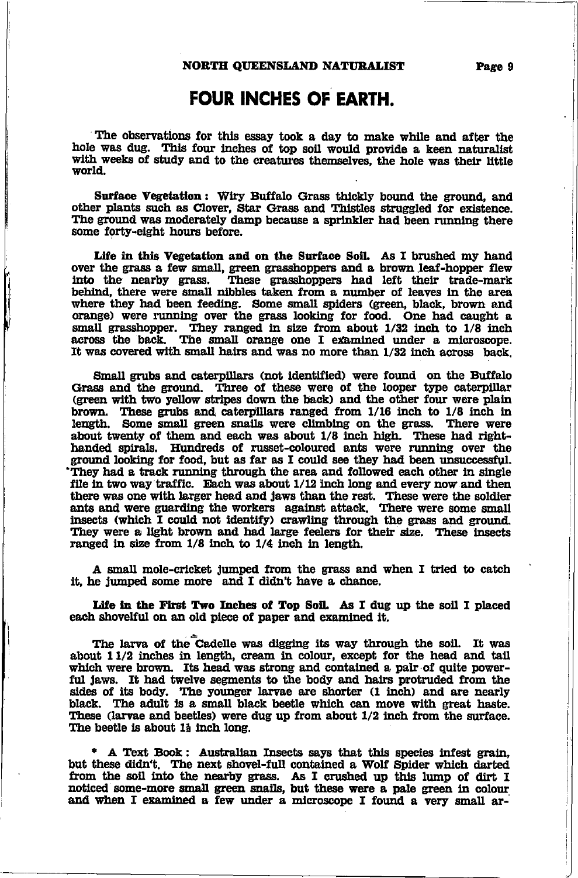# FOUR INCHES OF EARTH.

The observations for this essay took a day to make while and after the hole was dug. This four inches of top soil would provide a keen naturalist with weeks of study and to the creatures themselves, the hole was their little world.

**Surface Vegetation:** Wiry Buffalo Grass thickly bound the ground, and other plants such as Clover, Star Grass and Thistles struggled for existence. The ground was moderately damp because a sprinkler had been running there some forty-eight hours before.

**Life in this Vegetation and on the Surface Soil.** As I brushed my hand over the grass a few small, green grasshoppers and a brown leaf-hopper flew into the nearby grass. These grasshoppers had left their trade-mark behind, there were small nibbles taken from a number of leaves in the area where they had been feeding. Some small spiders (green, black, brown and orange) were running over the grass looking for food. One had caught a small grasshopper. They ranged in size from about 1/32 inch to 1/8 inch across the back. The small orange one I examined under a microscope. It was covered with small hairs and was no more than 1/32 inch across back.

Small grubs and caterpillars (not identified) were found on the Buffalo Grass and the ground. Three of these were of the looper type caterpillar (green with two yellow stripes down the back) and the other four were plain brown. These grubs and caterpillars ranged from 1/16 inch to 1/8 inch in length. Some small green snails were climbing on the grass. There were about twenty of them and each was about 1/8 inch high. These had right-handed spirals. Hundreds of russet-coloured ants were running over the ground looking for food, but as far as I could see they had been unsuccessful. They had a track running through the area and followed each other in single file in two way traffic. Each was about 1/12 inch long and every now and then there was one with larger head and jaws than the rest. These were the soldier ants and were guarding the workers against attack. There were some small insects (which I could not identify) crawling through the grass and ground. They were a light brown and had large feelers for their size. These insects ranged in size from 1/8 inch to 1/4 inch in length.

A small mole-cricket jumped from the grass and when I tried to catch it, he jumped some more and I didn't have a chance.

**Life in the First Two Inches of Top Soil.** As I dug up the soil I placed each shovelful on an old piece of paper and examined it.

The larva of the *Cadelle was digging its way through the soil. It was about 1 1/2 inches in length, cream in colour, except for the head and tail which were brown. Its head was strong and contained a pair of quite powerful jaws. It had twelve segments to the body and hairs protruded from the sides of its body. The younger larvae are shorter (1 inch) and are nearly black. The adult is a small black beetle which can move with great haste. These (larvae and beetles) were dug up from about 1/2 inch from the surface. The beetle is about 1⅛ inch long.

\* A Text Book: Australian Insects says that this species infest grain, but these didn't. The next shovel-full contained a Wolf Spider which darted from the soil into the nearby grass. As I crushed up this lump of dirt I noticed some-more small green snails, but these were a pale green in colour and when I examined a few under a microscope I found a very small ar-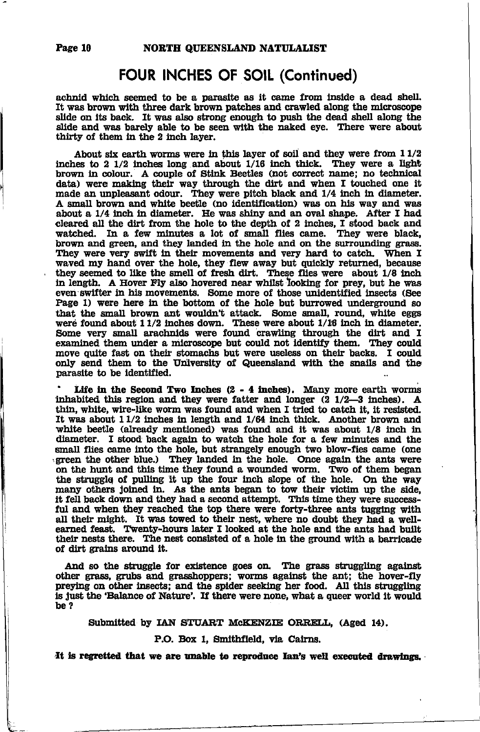## FOUR INCHES OF SOIL (Continued)

achnid which seemed to be a parasite as it came from inside a dead shell. It was brown with three dark brown patches and crawled along the microscope slide on its back. It was also strong enough to push the dead shell along the slide and was barely able to be seen with the naked eye. There were about thirty of them in the 2 inch layer.

About six earth worms were in this layer of soil and they were from 1 1/2 inches to 2 1/2 inches long and about 1/16 inch thick. They were a light brown in colour. A couple of Stink Beetles (not correct name; no technical data) were making their way through the dirt and when I touched one it made an unpleasant odour. They were pitch black and 1/4 inch in diameter. A small brown and white beetle (no identification) was on his way and was about a 1/4 inch in diameter. He was shiny and an oval shape. After I had cleared all the dirt from the hole to the depth of 2 inches, I stood back and watched. In a few minutes a lot of small flies came. They were black, brown and green, and they landed in the hole and on the surrounding grass. They were very swift in their movements and very hard to catch. When I waved my hand over the hole, they flew away but quickly returned, because they seemed to like the smell of fresh dirt. These flies were about 1/8 inch in length. A Hover Fly also hovered near whilst looking for prey, but he was even swifter in his movements. Some more of those unidentified insects (See Page 1) were here in the bottom of the hole but burrowed underground so that the small brown ant wouldn't attack. Some small, round, white eggs were found about 1 1/2 inches down. These were about 1/16 inch in diameter. Some very small arachnids were found crawling through the dirt and I examined them under a microscope but could not identify them. They could move quite fast on their stomachs but were useless on their backs. I could only send them to the University of Queensland with the snails and the parasite to be identified.

**Life in the Second Two Inches (2 - 4 inches).** Many more earth worms inhabited this region and they were fatter and longer (2 1/2—3 inches). A thin, white, wire-like worm was found and when I tried to catch it, it resisted. It was about 1 1/2 inches in length and 1/64 inch thick. Another brown and white beetle (already mentioned) was found and it was about 1/8 inch in diameter. I stood back again to watch the hole for a few minutes and the small flies came into the hole, but strangely enough two blow-flies came (one green the other blue.) They landed in the hole. Once again the ants were on the hunt and this time they found a wounded worm. Two of them began the struggle of pulling it up the four inch slope of the hole. On the way many others joined in. As the ants began to tow their victim up the side, it fell back down and they had a second attempt. This time they were successful and when they reached the top there were forty-three ants tugging with all their might. It was towed to their nest, where no doubt they had a well-earned feast. Twenty-hours later I looked at the hole and the ants had built their nests there. The nest consisted of a hole in the ground with a barricade of dirt grains around it.

And so the struggle for existence goes on. The grass struggling against other grass, grubs and grasshoppers; worms against the ant; the hover-fly preying on other insects; and the spider seeking her food. All this struggling is just the 'Balance of Nature'. If there were none, what a queer world it would be ?

Submitted by IAN STUART McKENZIE ORRELL, (Aged 14).

P.O. Box 1, Smithfield, via Cairns.

**It is regretted that we are unable to reproduce Ian's well executed drawings.**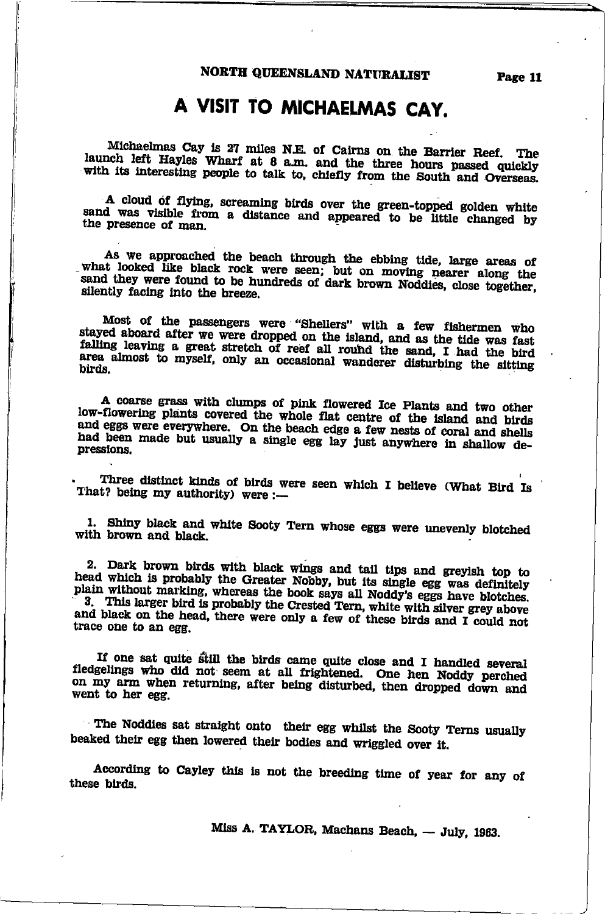# A VISIT TO MICHAELMAS CAY.

Michaelmas Cay is 27 miles N.E. of Cairns on the Barrier Reef. The launch left Hayles Wharf at 8 a.m. and the three hours passed quickly with its interesting people to talk to, chiefly from the South and Overseas.

A cloud of flying, screaming birds over the green-topped golden white sand was visible from a distance and appeared to be little changed by the presence of man.

As we approached the beach through the ebbing tide, large areas of what looked like black rock were seen; but on moving nearer along the sand they were found to be hundreds of dark brown Noddies, close together, silently facing into the breeze.

Most of the passengers were "Shellers" with a few fishermen who stayed aboard after we were dropped on the island, and as the tide was fast falling leaving a great stretch of reef all round the sand, I had the bird area almost to myself, only an occasional wanderer disturbing the sitting birds.

A coarse grass with clumps of pink flowered Ice Plants and two other low-flowering plants covered the whole flat centre of the island and birds and eggs were everywhere. On the beach edge a few nests of coral and shells had been made but usually a single egg lay just anywhere in shallow depressions.

Three distinct kinds of birds were seen which I believe (What Bird Is That? being my authority) were :—

1. Shiny black and white Sooty Tern whose eggs were unevenly blotched with brown and black.

2. Dark brown birds with black wings and tail tips and greyish top to head which is probably the Greater Nobby, but its single egg was definitely plain without marking, whereas the book says all Noddy's eggs have blotches.

3. This larger bird is probably the Crested Tern, white with silver grey above and black on the head, there were only a few of these birds and I could not trace one to an egg.

If one sat quite still the birds came quite close and I handled several fledgelings who did not seem at all frightened. One hen Noddy perched on my arm when returning, after being disturbed, then dropped down and went to her egg.

The Noddies sat straight onto their egg whilst the Sooty Terns usually beaked their egg then lowered their bodies and wriggled over it.

According to Cayley this is not the breeding time of year for any of these birds.

Miss A. TAYLOR, Machans Beach, — July, 1963.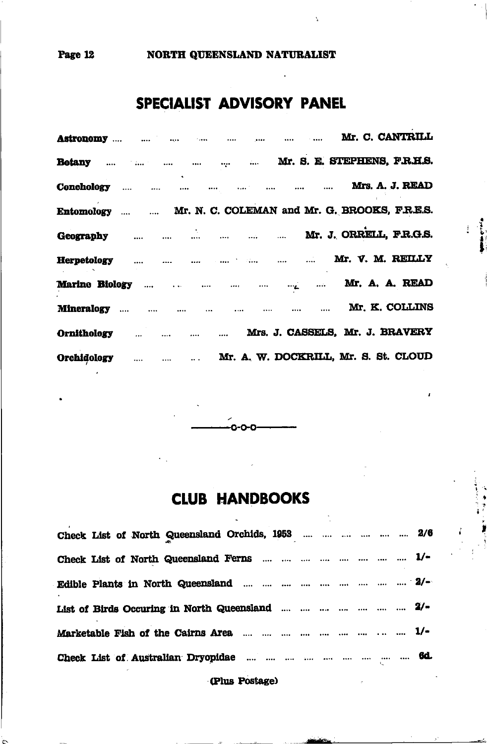## SPECIALIST ADVISORY PANEL

| | |
|---|---|
| **Astronomy** | Mr. C. CANTRILL |
| **Botany** | Mr. S. E. STEPHENS, F.R.H.S. |
| **Conchology** | Mrs. A. J. READ |
| **Entomology** | Mr. N. C. COLEMAN and Mr. G. BROOKS, F.R.E.S. |
| **Geography** | Mr. J. ORRELL, F.R.G.S. |
| **Herpetology** | Mr. V. M. REILLY |
| **Marine Biology** | Mr. A. A. READ |
| **Mineralogy** | Mr. K. COLLINS |
| **Ornithology** | Mrs. J. CASSELS, Mr. J. BRAVERY |
| **Orchidology** | Mr. A. W. DOCKRILL, Mr. S. St. CLOUD |

-o-o-o-

## CLUB HANDBOOKS

| | |
|---|---|
| Check List of North Queensland Orchids, 1953 | 2/6 |
| Check List of North Queensland Ferns | 1/- |
| Edible Plants in North Queensland | 2/- |
| List of Birds Occuring in North Queensland | 2/- |
| Marketable Fish of the Cairns Area | 1/- |
| Check List of Australian Dryopidae | 6d. |

(Plus Postage)